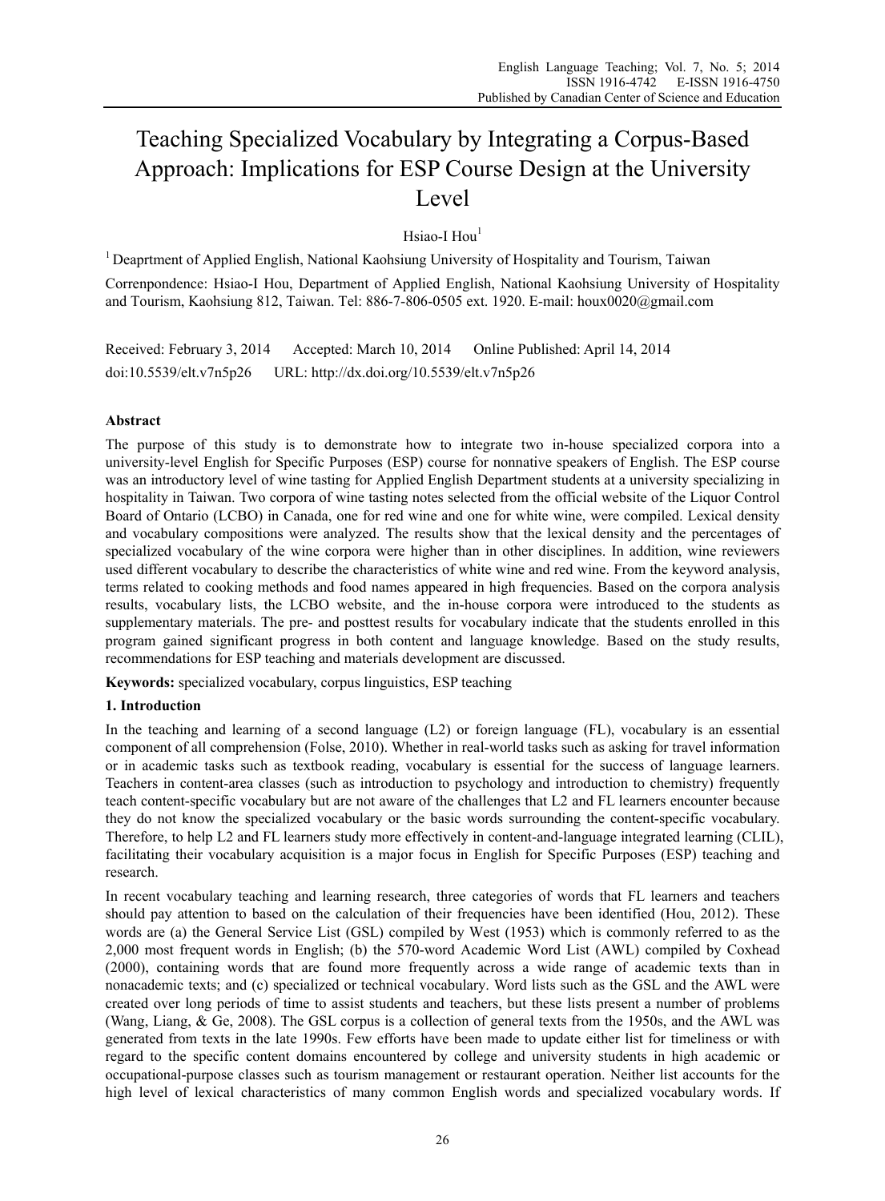# Teaching Specialized Vocabulary by Integrating a Corpus-Based Approach: Implications for ESP Course Design at the University Level

Hsiao-I Hou[1]

[1] Deaprtment of Applied English, National Kaohsiung University of Hospitality and Tourism, Taiwan

Correnpondence: Hsiao-I Hou, Department of Applied English, National Kaohsiung University of Hospitality and Tourism, Kaohsiung 812, Taiwan. Tel: 886-7-806-0505 ext. 1920. E-mail: houx0020@gmail.com

Received: February 3, 2014  Accepted: March 10, 2014  Online Published: April 14, 2014

doi:10.5539/elt.v7n5p26  URL: http://dx.doi.org/10.5539/elt.v7n5p26

## Abstract

The purpose of this study is to demonstrate how to integrate two in-house specialized corpora into a university-level English for Specific Purposes (ESP) course for nonnative speakers of English. The ESP course was an introductory level of wine tasting for Applied English Department students at a university specializing in hospitality in Taiwan. Two corpora of wine tasting notes selected from the official website of the Liquor Control Board of Ontario (LCBO) in Canada, one for red wine and one for white wine, were compiled. Lexical density and vocabulary compositions were analyzed. The results show that the lexical density and the percentages of specialized vocabulary of the wine corpora were higher than in other disciplines. In addition, wine reviewers used different vocabulary to describe the characteristics of white wine and red wine. From the keyword analysis, terms related to cooking methods and food names appeared in high frequencies. Based on the corpora analysis results, vocabulary lists, the LCBO website, and the in-house corpora were introduced to the students as supplementary materials. The pre- and posttest results for vocabulary indicate that the students enrolled in this program gained significant progress in both content and language knowledge. Based on the study results, recommendations for ESP teaching and materials development are discussed.

**Keywords:** specialized vocabulary, corpus linguistics, ESP teaching

## 1. Introduction

In the teaching and learning of a second language (L2) or foreign language (FL), vocabulary is an essential component of all comprehension (Folse, 2010). Whether in real-world tasks such as asking for travel information or in academic tasks such as textbook reading, vocabulary is essential for the success of language learners. Teachers in content-area classes (such as introduction to psychology and introduction to chemistry) frequently teach content-specific vocabulary but are not aware of the challenges that L2 and FL learners encounter because they do not know the specialized vocabulary or the basic words surrounding the content-specific vocabulary. Therefore, to help L2 and FL learners study more effectively in content-and-language integrated learning (CLIL), facilitating their vocabulary acquisition is a major focus in English for Specific Purposes (ESP) teaching and research.

In recent vocabulary teaching and learning research, three categories of words that FL learners and teachers should pay attention to based on the calculation of their frequencies have been identified (Hou, 2012). These words are (a) the General Service List (GSL) compiled by West (1953) which is commonly referred to as the 2,000 most frequent words in English; (b) the 570-word Academic Word List (AWL) compiled by Coxhead (2000), containing words that are found more frequently across a wide range of academic texts than in nonacademic texts; and (c) specialized or technical vocabulary. Word lists such as the GSL and the AWL were created over long periods of time to assist students and teachers, but these lists present a number of problems (Wang, Liang, & Ge, 2008). The GSL corpus is a collection of general texts from the 1950s, and the AWL was generated from texts in the late 1990s. Few efforts have been made to update either list for timeliness or with regard to the specific content domains encountered by college and university students in high academic or occupational-purpose classes such as tourism management or restaurant operation. Neither list accounts for the high level of lexical characteristics of many common English words and specialized vocabulary words. If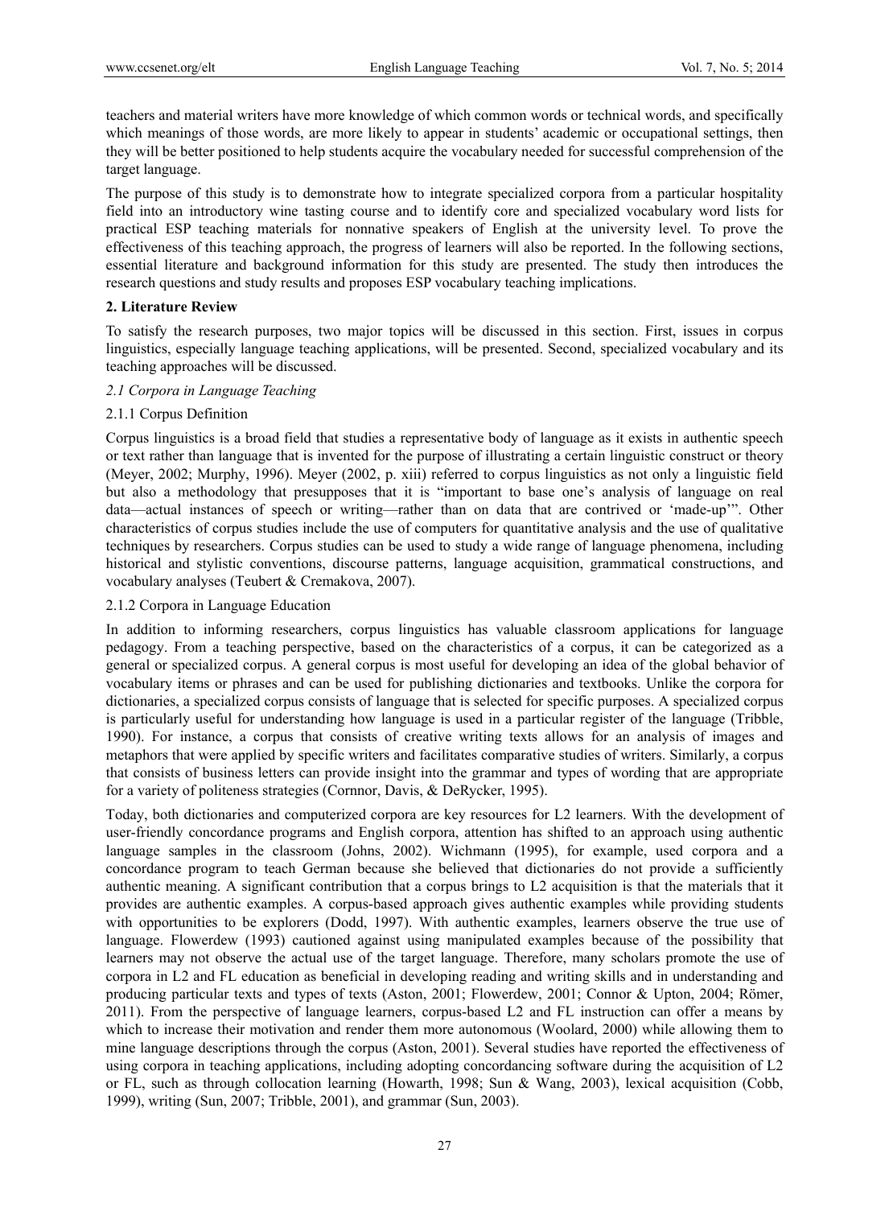teachers and material writers have more knowledge of which common words or technical words, and specifically which meanings of those words, are more likely to appear in students' academic or occupational settings, then they will be better positioned to help students acquire the vocabulary needed for successful comprehension of the target language.

The purpose of this study is to demonstrate how to integrate specialized corpora from a particular hospitality field into an introductory wine tasting course and to identify core and specialized vocabulary word lists for practical ESP teaching materials for nonnative speakers of English at the university level. To prove the effectiveness of this teaching approach, the progress of learners will also be reported. In the following sections, essential literature and background information for this study are presented. The study then introduces the research questions and study results and proposes ESP vocabulary teaching implications.

## 2. Literature Review

To satisfy the research purposes, two major topics will be discussed in this section. First, issues in corpus linguistics, especially language teaching applications, will be presented. Second, specialized vocabulary and its teaching approaches will be discussed.

### *2.1 Corpora in Language Teaching*

#### 2.1.1 Corpus Definition

Corpus linguistics is a broad field that studies a representative body of language as it exists in authentic speech or text rather than language that is invented for the purpose of illustrating a certain linguistic construct or theory (Meyer, 2002; Murphy, 1996). Meyer (2002, p. xiii) referred to corpus linguistics as not only a linguistic field but also a methodology that presupposes that it is "important to base one's analysis of language on real data—actual instances of speech or writing—rather than on data that are contrived or 'made-up'". Other characteristics of corpus studies include the use of computers for quantitative analysis and the use of qualitative techniques by researchers. Corpus studies can be used to study a wide range of language phenomena, including historical and stylistic conventions, discourse patterns, language acquisition, grammatical constructions, and vocabulary analyses (Teubert & Cremakova, 2007).

#### 2.1.2 Corpora in Language Education

In addition to informing researchers, corpus linguistics has valuable classroom applications for language pedagogy. From a teaching perspective, based on the characteristics of a corpus, it can be categorized as a general or specialized corpus. A general corpus is most useful for developing an idea of the global behavior of vocabulary items or phrases and can be used for publishing dictionaries and textbooks. Unlike the corpora for dictionaries, a specialized corpus consists of language that is selected for specific purposes. A specialized corpus is particularly useful for understanding how language is used in a particular register of the language (Tribble, 1990). For instance, a corpus that consists of creative writing texts allows for an analysis of images and metaphors that were applied by specific writers and facilitates comparative studies of writers. Similarly, a corpus that consists of business letters can provide insight into the grammar and types of wording that are appropriate for a variety of politeness strategies (Cornnor, Davis, & DeRycker, 1995).

Today, both dictionaries and computerized corpora are key resources for L2 learners. With the development of user-friendly concordance programs and English corpora, attention has shifted to an approach using authentic language samples in the classroom (Johns, 2002). Wichmann (1995), for example, used corpora and a concordance program to teach German because she believed that dictionaries do not provide a sufficiently authentic meaning. A significant contribution that a corpus brings to L2 acquisition is that the materials that it provides are authentic examples. A corpus-based approach gives authentic examples while providing students with opportunities to be explorers (Dodd, 1997). With authentic examples, learners observe the true use of language. Flowerdew (1993) cautioned against using manipulated examples because of the possibility that learners may not observe the actual use of the target language. Therefore, many scholars promote the use of corpora in L2 and FL education as beneficial in developing reading and writing skills and in understanding and producing particular texts and types of texts (Aston, 2001; Flowerdew, 2001; Connor & Upton, 2004; Römer, 2011). From the perspective of language learners, corpus-based L2 and FL instruction can offer a means by which to increase their motivation and render them more autonomous (Woolard, 2000) while allowing them to mine language descriptions through the corpus (Aston, 2001). Several studies have reported the effectiveness of using corpora in teaching applications, including adopting concordancing software during the acquisition of L2 or FL, such as through collocation learning (Howarth, 1998; Sun & Wang, 2003), lexical acquisition (Cobb, 1999), writing (Sun, 2007; Tribble, 2001), and grammar (Sun, 2003).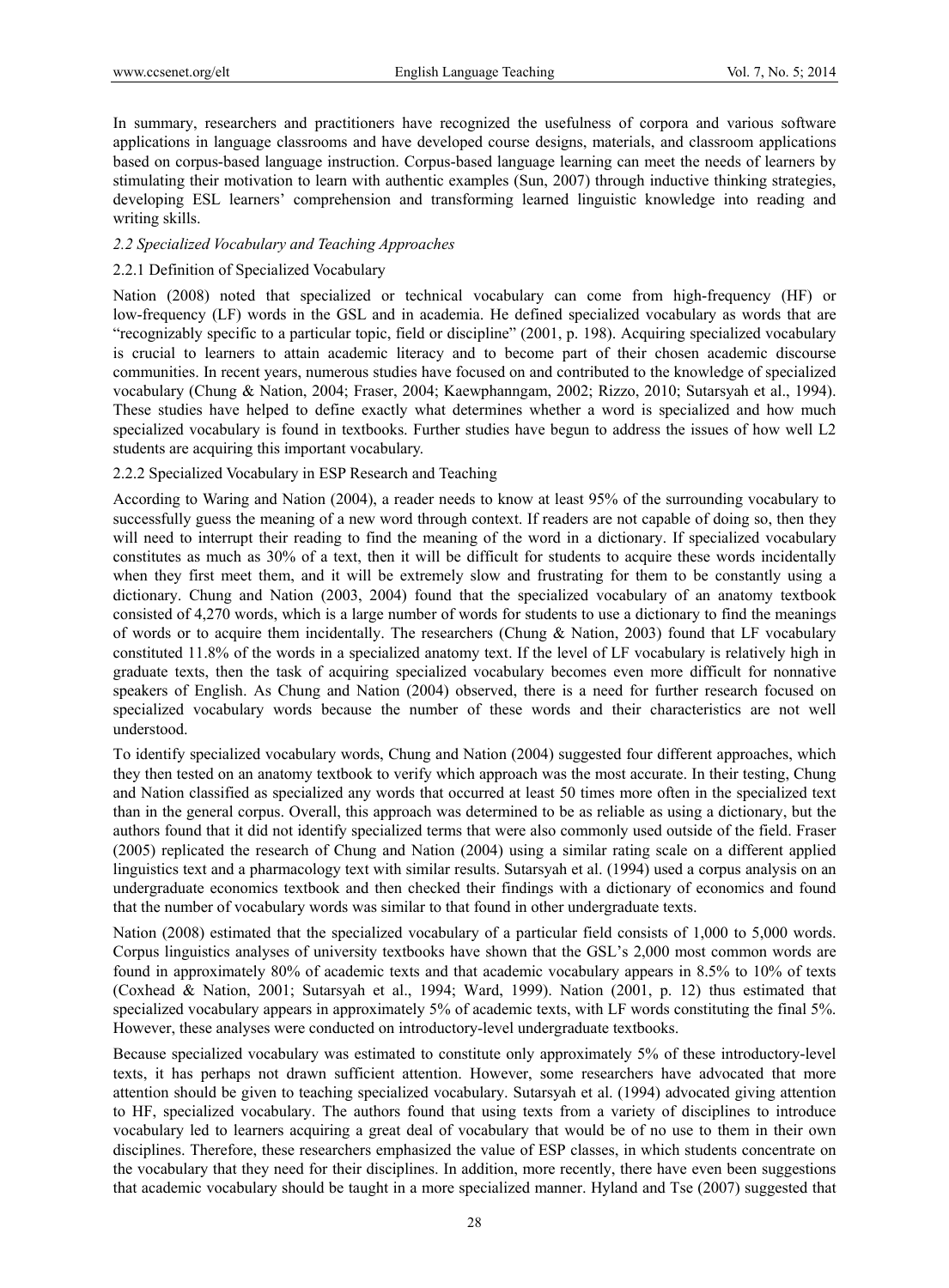In summary, researchers and practitioners have recognized the usefulness of corpora and various software applications in language classrooms and have developed course designs, materials, and classroom applications based on corpus-based language instruction. Corpus-based language learning can meet the needs of learners by stimulating their motivation to learn with authentic examples (Sun, 2007) through inductive thinking strategies, developing ESL learners' comprehension and transforming learned linguistic knowledge into reading and writing skills.

### *2.2 Specialized Vocabulary and Teaching Approaches*

#### 2.2.1 Definition of Specialized Vocabulary

Nation (2008) noted that specialized or technical vocabulary can come from high-frequency (HF) or low-frequency (LF) words in the GSL and in academia. He defined specialized vocabulary as words that are "recognizably specific to a particular topic, field or discipline" (2001, p. 198). Acquiring specialized vocabulary is crucial to learners to attain academic literacy and to become part of their chosen academic discourse communities. In recent years, numerous studies have focused on and contributed to the knowledge of specialized vocabulary (Chung & Nation, 2004; Fraser, 2004; Kaewphanngam, 2002; Rizzo, 2010; Sutarsyah et al., 1994). These studies have helped to define exactly what determines whether a word is specialized and how much specialized vocabulary is found in textbooks. Further studies have begun to address the issues of how well L2 students are acquiring this important vocabulary.

#### 2.2.2 Specialized Vocabulary in ESP Research and Teaching

According to Waring and Nation (2004), a reader needs to know at least 95% of the surrounding vocabulary to successfully guess the meaning of a new word through context. If readers are not capable of doing so, then they will need to interrupt their reading to find the meaning of the word in a dictionary. If specialized vocabulary constitutes as much as 30% of a text, then it will be difficult for students to acquire these words incidentally when they first meet them, and it will be extremely slow and frustrating for them to be constantly using a dictionary. Chung and Nation (2003, 2004) found that the specialized vocabulary of an anatomy textbook consisted of 4,270 words, which is a large number of words for students to use a dictionary to find the meanings of words or to acquire them incidentally. The researchers (Chung & Nation, 2003) found that LF vocabulary constituted 11.8% of the words in a specialized anatomy text. If the level of LF vocabulary is relatively high in graduate texts, then the task of acquiring specialized vocabulary becomes even more difficult for nonnative speakers of English. As Chung and Nation (2004) observed, there is a need for further research focused on specialized vocabulary words because the number of these words and their characteristics are not well understood.

To identify specialized vocabulary words, Chung and Nation (2004) suggested four different approaches, which they then tested on an anatomy textbook to verify which approach was the most accurate. In their testing, Chung and Nation classified as specialized any words that occurred at least 50 times more often in the specialized text than in the general corpus. Overall, this approach was determined to be as reliable as using a dictionary, but the authors found that it did not identify specialized terms that were also commonly used outside of the field. Fraser (2005) replicated the research of Chung and Nation (2004) using a similar rating scale on a different applied linguistics text and a pharmacology text with similar results. Sutarsyah et al. (1994) used a corpus analysis on an undergraduate economics textbook and then checked their findings with a dictionary of economics and found that the number of vocabulary words was similar to that found in other undergraduate texts.

Nation (2008) estimated that the specialized vocabulary of a particular field consists of 1,000 to 5,000 words. Corpus linguistics analyses of university textbooks have shown that the GSL's 2,000 most common words are found in approximately 80% of academic texts and that academic vocabulary appears in 8.5% to 10% of texts (Coxhead & Nation, 2001; Sutarsyah et al., 1994; Ward, 1999). Nation (2001, p. 12) thus estimated that specialized vocabulary appears in approximately 5% of academic texts, with LF words constituting the final 5%. However, these analyses were conducted on introductory-level undergraduate textbooks.

Because specialized vocabulary was estimated to constitute only approximately 5% of these introductory-level texts, it has perhaps not drawn sufficient attention. However, some researchers have advocated that more attention should be given to teaching specialized vocabulary. Sutarsyah et al. (1994) advocated giving attention to HF, specialized vocabulary. The authors found that using texts from a variety of disciplines to introduce vocabulary led to learners acquiring a great deal of vocabulary that would be of no use to them in their own disciplines. Therefore, these researchers emphasized the value of ESP classes, in which students concentrate on the vocabulary that they need for their disciplines. In addition, more recently, there have even been suggestions that academic vocabulary should be taught in a more specialized manner. Hyland and Tse (2007) suggested that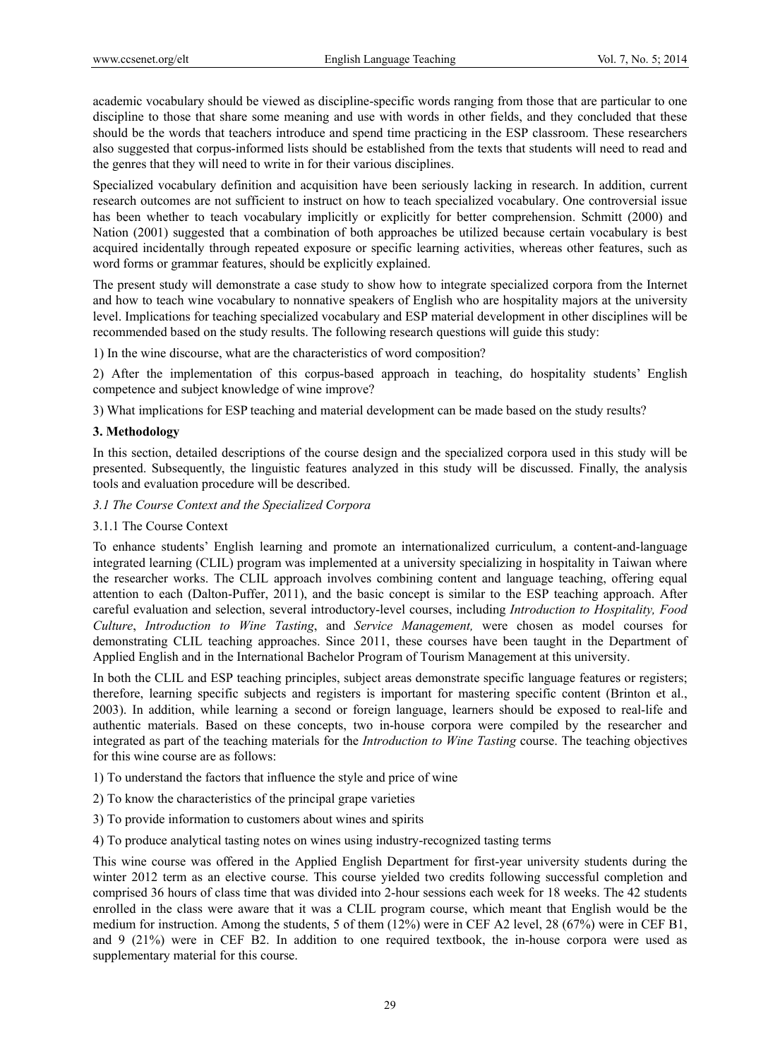academic vocabulary should be viewed as discipline-specific words ranging from those that are particular to one discipline to those that share some meaning and use with words in other fields, and they concluded that these should be the words that teachers introduce and spend time practicing in the ESP classroom. These researchers also suggested that corpus-informed lists should be established from the texts that students will need to read and the genres that they will need to write in for their various disciplines.

Specialized vocabulary definition and acquisition have been seriously lacking in research. In addition, current research outcomes are not sufficient to instruct on how to teach specialized vocabulary. One controversial issue has been whether to teach vocabulary implicitly or explicitly for better comprehension. Schmitt (2000) and Nation (2001) suggested that a combination of both approaches be utilized because certain vocabulary is best acquired incidentally through repeated exposure or specific learning activities, whereas other features, such as word forms or grammar features, should be explicitly explained.

The present study will demonstrate a case study to show how to integrate specialized corpora from the Internet and how to teach wine vocabulary to nonnative speakers of English who are hospitality majors at the university level. Implications for teaching specialized vocabulary and ESP material development in other disciplines will be recommended based on the study results. The following research questions will guide this study:

1) In the wine discourse, what are the characteristics of word composition?

2) After the implementation of this corpus-based approach in teaching, do hospitality students' English competence and subject knowledge of wine improve?

3) What implications for ESP teaching and material development can be made based on the study results?

## 3. Methodology

In this section, detailed descriptions of the course design and the specialized corpora used in this study will be presented. Subsequently, the linguistic features analyzed in this study will be discussed. Finally, the analysis tools and evaluation procedure will be described.

### *3.1 The Course Context and the Specialized Corpora*

#### 3.1.1 The Course Context

To enhance students' English learning and promote an internationalized curriculum, a content-and-language integrated learning (CLIL) program was implemented at a university specializing in hospitality in Taiwan where the researcher works. The CLIL approach involves combining content and language teaching, offering equal attention to each (Dalton-Puffer, 2011), and the basic concept is similar to the ESP teaching approach. After careful evaluation and selection, several introductory-level courses, including *Introduction to Hospitality, Food Culture*, *Introduction to Wine Tasting*, and *Service Management,* were chosen as model courses for demonstrating CLIL teaching approaches. Since 2011, these courses have been taught in the Department of Applied English and in the International Bachelor Program of Tourism Management at this university.

In both the CLIL and ESP teaching principles, subject areas demonstrate specific language features or registers; therefore, learning specific subjects and registers is important for mastering specific content (Brinton et al., 2003). In addition, while learning a second or foreign language, learners should be exposed to real-life and authentic materials. Based on these concepts, two in-house corpora were compiled by the researcher and integrated as part of the teaching materials for the *Introduction to Wine Tasting* course. The teaching objectives for this wine course are as follows:

1) To understand the factors that influence the style and price of wine

2) To know the characteristics of the principal grape varieties

3) To provide information to customers about wines and spirits

4) To produce analytical tasting notes on wines using industry-recognized tasting terms

This wine course was offered in the Applied English Department for first-year university students during the winter 2012 term as an elective course. This course yielded two credits following successful completion and comprised 36 hours of class time that was divided into 2-hour sessions each week for 18 weeks. The 42 students enrolled in the class were aware that it was a CLIL program course, which meant that English would be the medium for instruction. Among the students, 5 of them (12%) were in CEF A2 level, 28 (67%) were in CEF B1, and 9 (21%) were in CEF B2. In addition to one required textbook, the in-house corpora were used as supplementary material for this course.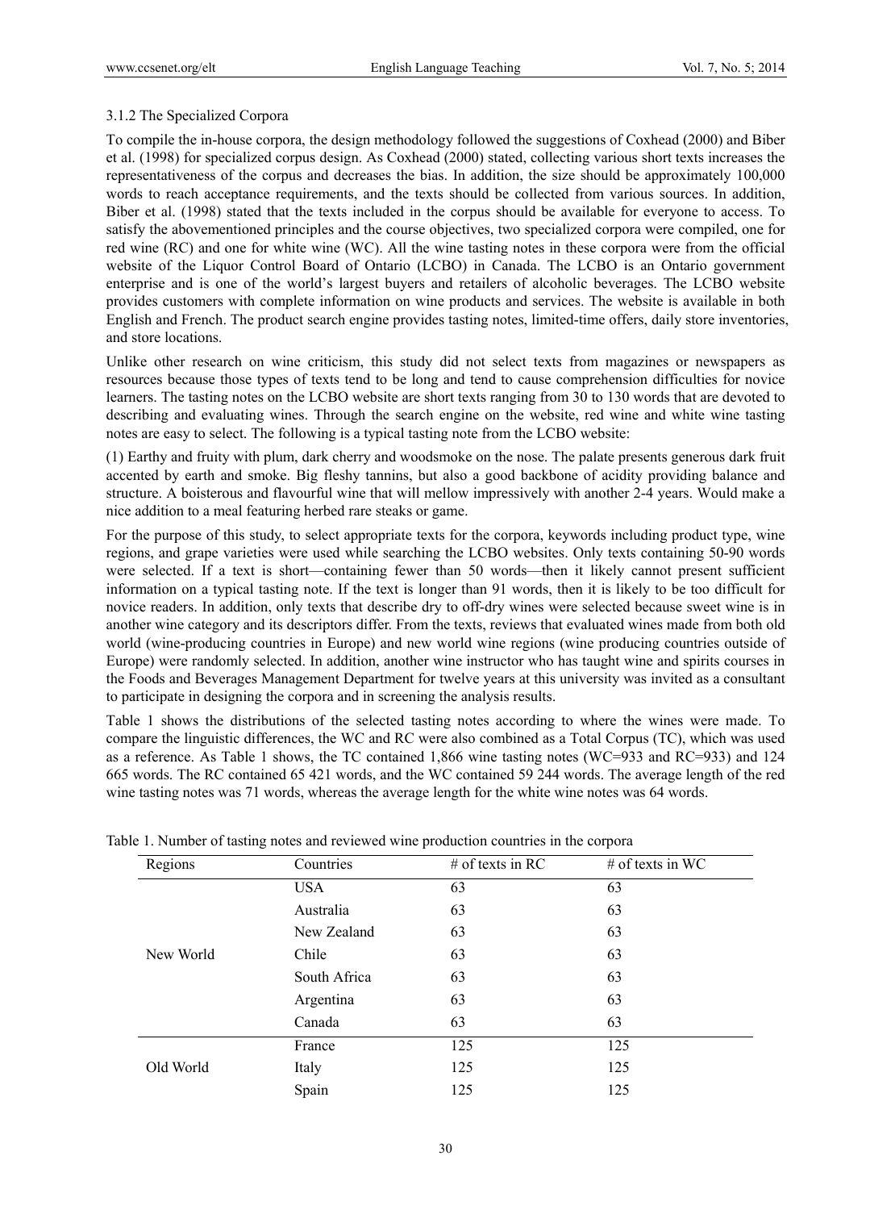### 3.1.2 The Specialized Corpora

To compile the in-house corpora, the design methodology followed the suggestions of Coxhead (2000) and Biber et al. (1998) for specialized corpus design. As Coxhead (2000) stated, collecting various short texts increases the representativeness of the corpus and decreases the bias. In addition, the size should be approximately 100,000 words to reach acceptance requirements, and the texts should be collected from various sources. In addition, Biber et al. (1998) stated that the texts included in the corpus should be available for everyone to access. To satisfy the abovementioned principles and the course objectives, two specialized corpora were compiled, one for red wine (RC) and one for white wine (WC). All the wine tasting notes in these corpora were from the official website of the Liquor Control Board of Ontario (LCBO) in Canada. The LCBO is an Ontario government enterprise and is one of the world's largest buyers and retailers of alcoholic beverages. The LCBO website provides customers with complete information on wine products and services. The website is available in both English and French. The product search engine provides tasting notes, limited-time offers, daily store inventories, and store locations.

Unlike other research on wine criticism, this study did not select texts from magazines or newspapers as resources because those types of texts tend to be long and tend to cause comprehension difficulties for novice learners. The tasting notes on the LCBO website are short texts ranging from 30 to 130 words that are devoted to describing and evaluating wines. Through the search engine on the website, red wine and white wine tasting notes are easy to select. The following is a typical tasting note from the LCBO website:

(1) Earthy and fruity with plum, dark cherry and woodsmoke on the nose. The palate presents generous dark fruit accented by earth and smoke. Big fleshy tannins, but also a good backbone of acidity providing balance and structure. A boisterous and flavourful wine that will mellow impressively with another 2-4 years. Would make a nice addition to a meal featuring herbed rare steaks or game.

For the purpose of this study, to select appropriate texts for the corpora, keywords including product type, wine regions, and grape varieties were used while searching the LCBO websites. Only texts containing 50-90 words were selected. If a text is short—containing fewer than 50 words—then it likely cannot present sufficient information on a typical tasting note. If the text is longer than 91 words, then it is likely to be too difficult for novice readers. In addition, only texts that describe dry to off-dry wines were selected because sweet wine is in another wine category and its descriptors differ. From the texts, reviews that evaluated wines made from both old world (wine-producing countries in Europe) and new world wine regions (wine producing countries outside of Europe) were randomly selected. In addition, another wine instructor who has taught wine and spirits courses in the Foods and Beverages Management Department for twelve years at this university was invited as a consultant to participate in designing the corpora and in screening the analysis results.

Table 1 shows the distributions of the selected tasting notes according to where the wines were made. To compare the linguistic differences, the WC and RC were also combined as a Total Corpus (TC), which was used as a reference. As Table 1 shows, the TC contained 1,866 wine tasting notes (WC=933 and RC=933) and 124 665 words. The RC contained 65 421 words, and the WC contained 59 244 words. The average length of the red wine tasting notes was 71 words, whereas the average length for the white wine notes was 64 words.

Table 1. Number of tasting notes and reviewed wine production countries in the corpora

| Regions | Countries | # of texts in RC | # of texts in WC |
|---|---|---|---|
| New World | USA | 63 | 63 |
| | Australia | 63 | 63 |
| | New Zealand | 63 | 63 |
| | Chile | 63 | 63 |
| | South Africa | 63 | 63 |
| | Argentina | 63 | 63 |
| | Canada | 63 | 63 |
| Old World | France | 125 | 125 |
| | Italy | 125 | 125 |
| | Spain | 125 | 125 |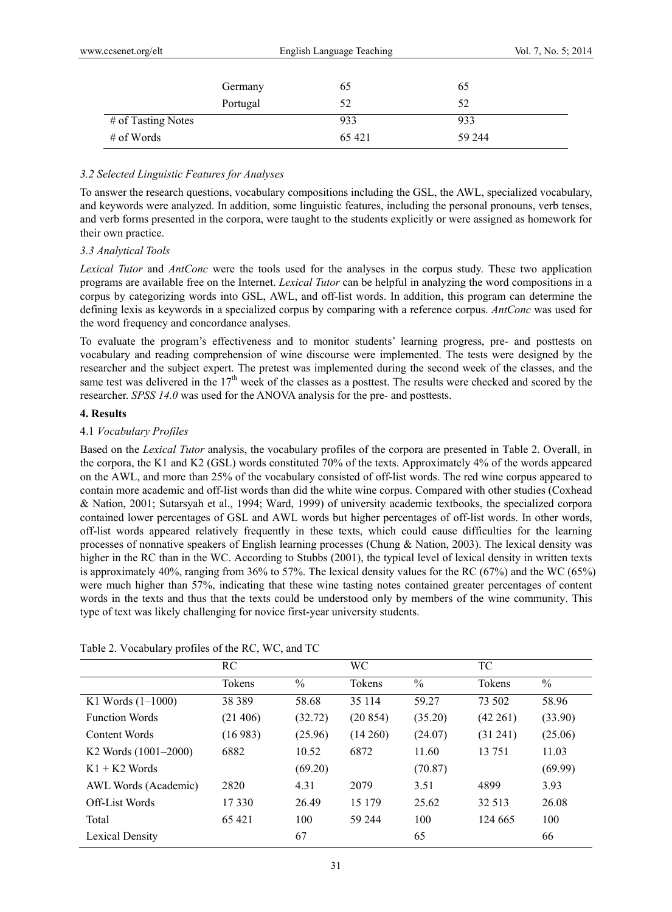|  |  |  |  |
| --- | --- | --- | --- |
|  | Germany | 65 | 65 |
|  | Portugal | 52 | 52 |
| # of Tasting Notes |  | 933 | 933 |
| # of Words |  | 65 421 | 59 244 |

### *3.2 Selected Linguistic Features for Analyses*

To answer the research questions, vocabulary compositions including the GSL, the AWL, specialized vocabulary, and keywords were analyzed. In addition, some linguistic features, including the personal pronouns, verb tenses, and verb forms presented in the corpora, were taught to the students explicitly or were assigned as homework for their own practice.

### *3.3 Analytical Tools*

*Lexical Tutor* and *AntConc* were the tools used for the analyses in the corpus study. These two application programs are available free on the Internet. *Lexical Tutor* can be helpful in analyzing the word compositions in a corpus by categorizing words into GSL, AWL, and off-list words. In addition, this program can determine the defining lexis as keywords in a specialized corpus by comparing with a reference corpus. *AntConc* was used for the word frequency and concordance analyses.

To evaluate the program's effectiveness and to monitor students' learning progress, pre- and posttests on vocabulary and reading comprehension of wine discourse were implemented. The tests were designed by the researcher and the subject expert. The pretest was implemented during the second week of the classes, and the same test was delivered in the 17th week of the classes as a posttest. The results were checked and scored by the researcher. *SPSS 14.0* was used for the ANOVA analysis for the pre- and posttests.

## 4. Results

### 4.1 *Vocabulary Profiles*

Based on the *Lexical Tutor* analysis, the vocabulary profiles of the corpora are presented in Table 2. Overall, in the corpora, the K1 and K2 (GSL) words constituted 70% of the texts. Approximately 4% of the words appeared on the AWL, and more than 25% of the vocabulary consisted of off-list words. The red wine corpus appeared to contain more academic and off-list words than did the white wine corpus. Compared with other studies (Coxhead & Nation, 2001; Sutarsyah et al., 1994; Ward, 1999) of university academic textbooks, the specialized corpora contained lower percentages of GSL and AWL words but higher percentages of off-list words. In other words, off-list words appeared relatively frequently in these texts, which could cause difficulties for the learning processes of nonnative speakers of English learning processes (Chung & Nation, 2003). The lexical density was higher in the RC than in the WC. According to Stubbs (2001), the typical level of lexical density in written texts is approximately 40%, ranging from 36% to 57%. The lexical density values for the RC (67%) and the WC (65%) were much higher than 57%, indicating that these wine tasting notes contained greater percentages of content words in the texts and thus that the texts could be understood only by members of the wine community. This type of text was likely challenging for novice first-year university students.

Table 2. Vocabulary profiles of the RC, WC, and TC

|  | RC |  | WC |  | TC |  |
| --- | --- | --- | --- | --- | --- | --- |
|  | Tokens | % | Tokens | % | Tokens | % |
| K1 Words (1–1000) | 38 389 | 58.68 | 35 114 | 59.27 | 73 502 | 58.96 |
| Function Words | (21 406) | (32.72) | (20 854) | (35.20) | (42 261) | (33.90) |
| Content Words | (16 983) | (25.96) | (14 260) | (24.07) | (31 241) | (25.06) |
| K2 Words (1001–2000) | 6882 | 10.52 | 6872 | 11.60 | 13 751 | 11.03 |
| K1 + K2 Words |  | (69.20) |  | (70.87) |  | (69.99) |
| AWL Words (Academic) | 2820 | 4.31 | 2079 | 3.51 | 4899 | 3.93 |
| Off-List Words | 17 330 | 26.49 | 15 179 | 25.62 | 32 513 | 26.08 |
| Total | 65 421 | 100 | 59 244 | 100 | 124 665 | 100 |
| Lexical Density |  | 67 |  | 65 |  | 66 |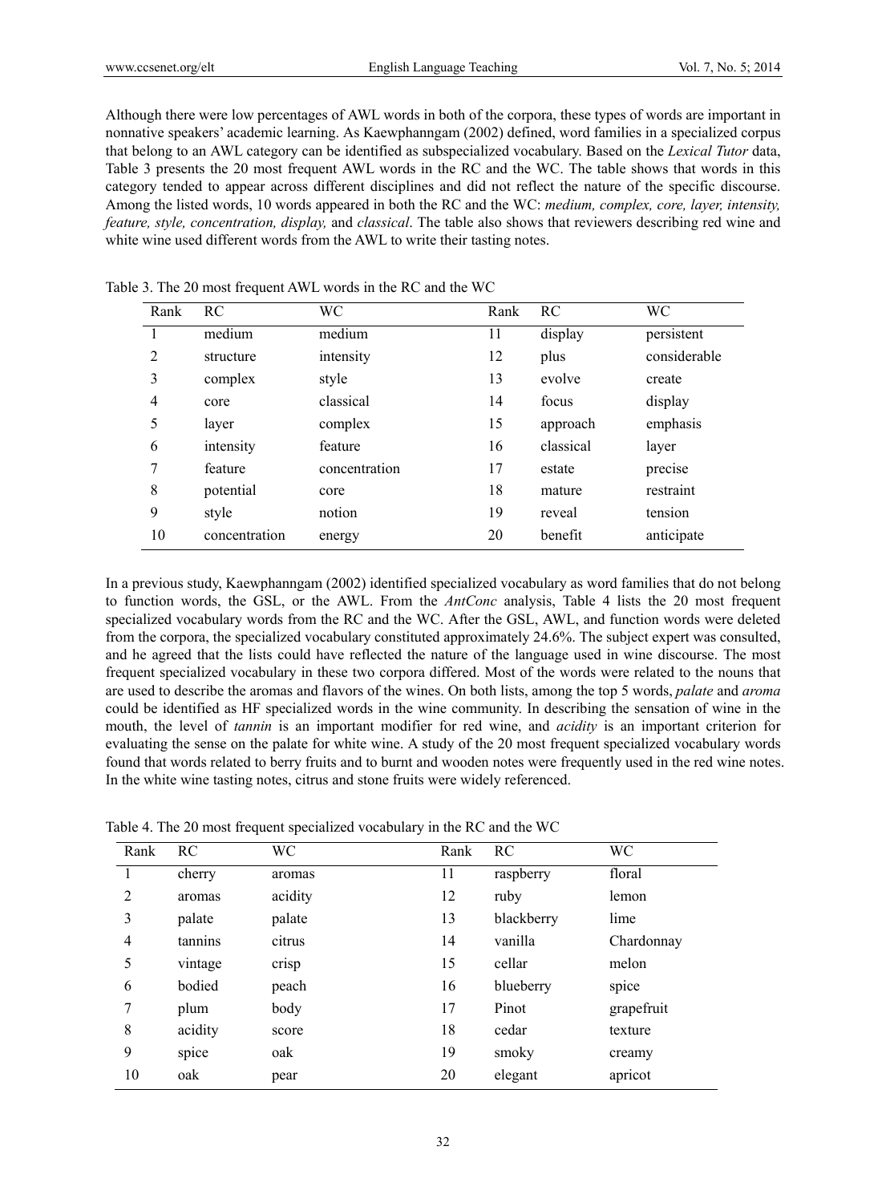Although there were low percentages of AWL words in both of the corpora, these types of words are important in nonnative speakers' academic learning. As Kaewphanngam (2002) defined, word families in a specialized corpus that belong to an AWL category can be identified as subspecialized vocabulary. Based on the *Lexical Tutor* data, Table 3 presents the 20 most frequent AWL words in the RC and the WC. The table shows that words in this category tended to appear across different disciplines and did not reflect the nature of the specific discourse. Among the listed words, 10 words appeared in both the RC and the WC: *medium, complex, core, layer, intensity, feature, style, concentration, display,* and *classical*. The table also shows that reviewers describing red wine and white wine used different words from the AWL to write their tasting notes.

Table 3. The 20 most frequent AWL words in the RC and the WC

| Rank | RC | WC | Rank | RC | WC |
|---|---|---|---|---|---|
| 1 | medium | medium | 11 | display | persistent |
| 2 | structure | intensity | 12 | plus | considerable |
| 3 | complex | style | 13 | evolve | create |
| 4 | core | classical | 14 | focus | display |
| 5 | layer | complex | 15 | approach | emphasis |
| 6 | intensity | feature | 16 | classical | layer |
| 7 | feature | concentration | 17 | estate | precise |
| 8 | potential | core | 18 | mature | restraint |
| 9 | style | notion | 19 | reveal | tension |
| 10 | concentration | energy | 20 | benefit | anticipate |

In a previous study, Kaewphanngam (2002) identified specialized vocabulary as word families that do not belong to function words, the GSL, or the AWL. From the *AntConc* analysis, Table 4 lists the 20 most frequent specialized vocabulary words from the RC and the WC. After the GSL, AWL, and function words were deleted from the corpora, the specialized vocabulary constituted approximately 24.6%. The subject expert was consulted, and he agreed that the lists could have reflected the nature of the language used in wine discourse. The most frequent specialized vocabulary in these two corpora differed. Most of the words were related to the nouns that are used to describe the aromas and flavors of the wines. On both lists, among the top 5 words, *palate* and *aroma* could be identified as HF specialized words in the wine community. In describing the sensation of wine in the mouth, the level of *tannin* is an important modifier for red wine, and *acidity* is an important criterion for evaluating the sense on the palate for white wine. A study of the 20 most frequent specialized vocabulary words found that words related to berry fruits and to burnt and wooden notes were frequently used in the red wine notes. In the white wine tasting notes, citrus and stone fruits were widely referenced.

Table 4. The 20 most frequent specialized vocabulary in the RC and the WC

| Rank | RC | WC | Rank | RC | WC |
|---|---|---|---|---|---|
| 1 | cherry | aromas | 11 | raspberry | floral |
| 2 | aromas | acidity | 12 | ruby | lemon |
| 3 | palate | palate | 13 | blackberry | lime |
| 4 | tannins | citrus | 14 | vanilla | Chardonnay |
| 5 | vintage | crisp | 15 | cellar | melon |
| 6 | bodied | peach | 16 | blueberry | spice |
| 7 | plum | body | 17 | Pinot | grapefruit |
| 8 | acidity | score | 18 | cedar | texture |
| 9 | spice | oak | 19 | smoky | creamy |
| 10 | oak | pear | 20 | elegant | apricot |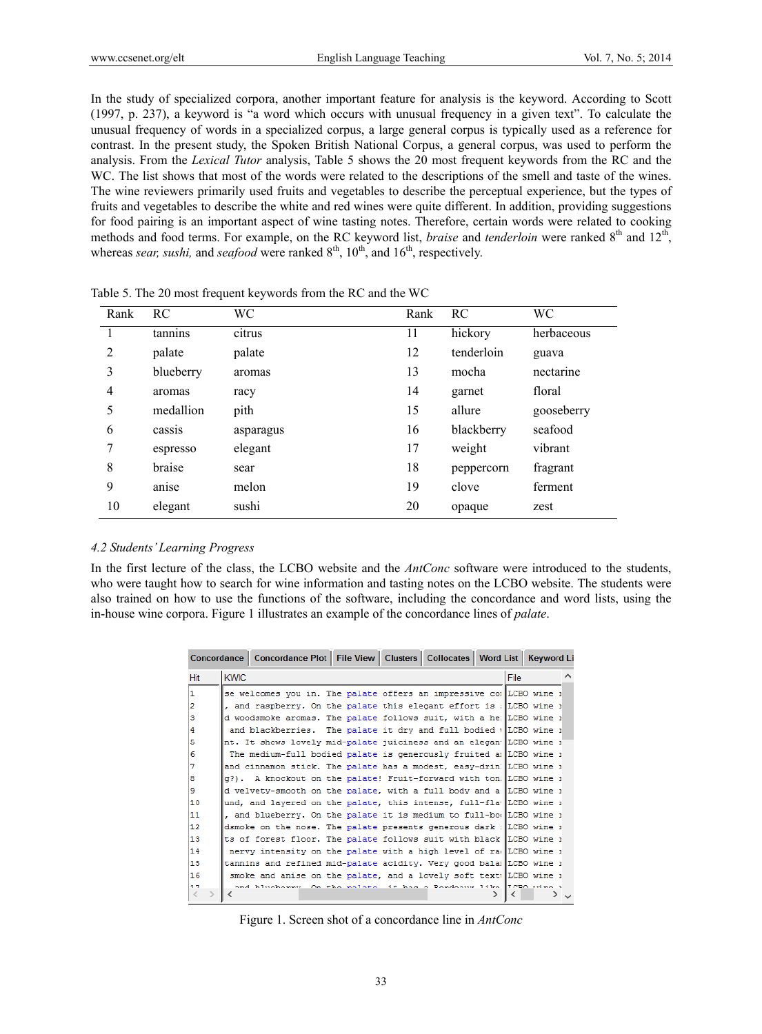In the study of specialized corpora, another important feature for analysis is the keyword. According to Scott (1997, p. 237), a keyword is "a word which occurs with unusual frequency in a given text". To calculate the unusual frequency of words in a specialized corpus, a large general corpus is typically used as a reference for contrast. In the present study, the Spoken British National Corpus, a general corpus, was used to perform the analysis. From the *Lexical Tutor* analysis, Table 5 shows the 20 most frequent keywords from the RC and the WC. The list shows that most of the words were related to the descriptions of the smell and taste of the wines. The wine reviewers primarily used fruits and vegetables to describe the perceptual experience, but the types of fruits and vegetables to describe the white and red wines were quite different. In addition, providing suggestions for food pairing is an important aspect of wine tasting notes. Therefore, certain words were related to cooking methods and food terms. For example, on the RC keyword list, *braise* and *tenderloin* were ranked 8th and 12th, whereas *sear, sushi,* and *seafood* were ranked 8th, 10th, and 16th, respectively.

Table 5. The 20 most frequent keywords from the RC and the WC

| Rank | RC | WC | Rank | RC | WC |
|---|---|---|---|---|---|
| 1 | tannins | citrus | 11 | hickory | herbaceous |
| 2 | palate | palate | 12 | tenderloin | guava |
| 3 | blueberry | aromas | 13 | mocha | nectarine |
| 4 | aromas | racy | 14 | garnet | floral |
| 5 | medallion | pith | 15 | allure | gooseberry |
| 6 | cassis | asparagus | 16 | blackberry | seafood |
| 7 | espresso | elegant | 17 | weight | vibrant |
| 8 | braise | sear | 18 | peppercorn | fragrant |
| 9 | anise | melon | 19 | clove | ferment |
| 10 | elegant | sushi | 20 | opaque | zest |

### 4.2 Students' Learning Progress

In the first lecture of the class, the LCBO website and the *AntConc* software were introduced to the students, who were taught how to search for wine information and tasting notes on the LCBO website. The students were also trained on how to use the functions of the software, including the concordance and word lists, using the in-house wine corpora. Figure 1 illustrates an example of the concordance lines of *palate*.

Figure 1. Screen shot of a concordance line in *AntConc*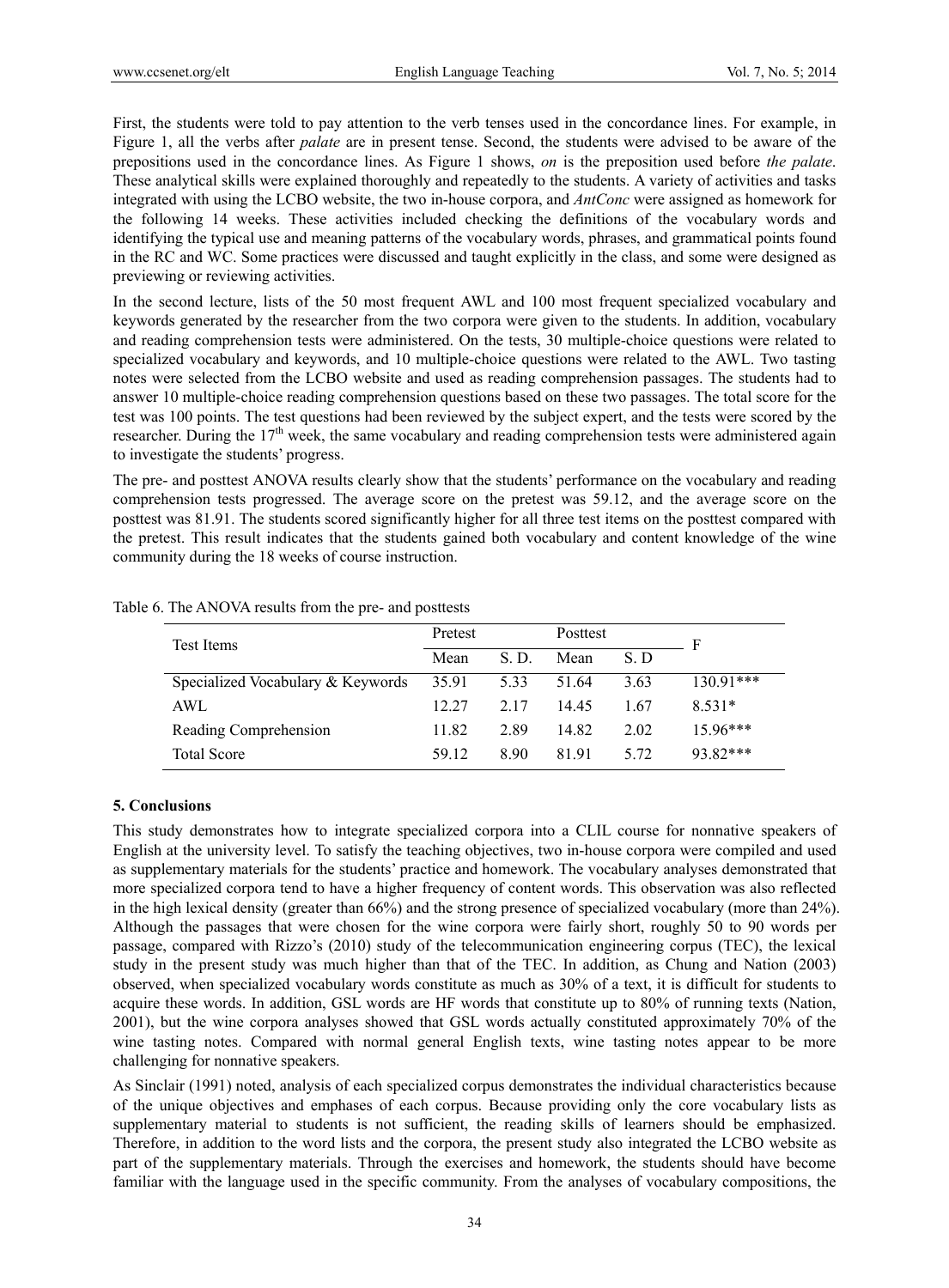First, the students were told to pay attention to the verb tenses used in the concordance lines. For example, in Figure 1, all the verbs after *palate* are in present tense. Second, the students were advised to be aware of the prepositions used in the concordance lines. As Figure 1 shows, *on* is the preposition used before *the palate*. These analytical skills were explained thoroughly and repeatedly to the students. A variety of activities and tasks integrated with using the LCBO website, the two in-house corpora, and *AntConc* were assigned as homework for the following 14 weeks. These activities included checking the definitions of the vocabulary words and identifying the typical use and meaning patterns of the vocabulary words, phrases, and grammatical points found in the RC and WC. Some practices were discussed and taught explicitly in the class, and some were designed as previewing or reviewing activities.

In the second lecture, lists of the 50 most frequent AWL and 100 most frequent specialized vocabulary and keywords generated by the researcher from the two corpora were given to the students. In addition, vocabulary and reading comprehension tests were administered. On the tests, 30 multiple-choice questions were related to specialized vocabulary and keywords, and 10 multiple-choice questions were related to the AWL. Two tasting notes were selected from the LCBO website and used as reading comprehension passages. The students had to answer 10 multiple-choice reading comprehension questions based on these two passages. The total score for the test was 100 points. The test questions had been reviewed by the subject expert, and the tests were scored by the researcher. During the 17th week, the same vocabulary and reading comprehension tests were administered again to investigate the students' progress.

The pre- and posttest ANOVA results clearly show that the students' performance on the vocabulary and reading comprehension tests progressed. The average score on the pretest was 59.12, and the average score on the posttest was 81.91. The students scored significantly higher for all three test items on the posttest compared with the pretest. This result indicates that the students gained both vocabulary and content knowledge of the wine community during the 18 weeks of course instruction.

Table 6. The ANOVA results from the pre- and posttests

| Test Items | Pretest | | Posttest | | F |
|---|---|---|---|---|---|
| | Mean | S. D. | Mean | S. D | |
| Specialized Vocabulary & Keywords | 35.91 | 5.33 | 51.64 | 3.63 | 130.91*** |
| AWL | 12.27 | 2.17 | 14.45 | 1.67 | 8.531* |
| Reading Comprehension | 11.82 | 2.89 | 14.82 | 2.02 | 15.96*** |
| Total Score | 59.12 | 8.90 | 81.91 | 5.72 | 93.82*** |

## 5. Conclusions

This study demonstrates how to integrate specialized corpora into a CLIL course for nonnative speakers of English at the university level. To satisfy the teaching objectives, two in-house corpora were compiled and used as supplementary materials for the students' practice and homework. The vocabulary analyses demonstrated that more specialized corpora tend to have a higher frequency of content words. This observation was also reflected in the high lexical density (greater than 66%) and the strong presence of specialized vocabulary (more than 24%). Although the passages that were chosen for the wine corpora were fairly short, roughly 50 to 90 words per passage, compared with Rizzo's (2010) study of the telecommunication engineering corpus (TEC), the lexical study in the present study was much higher than that of the TEC. In addition, as Chung and Nation (2003) observed, when specialized vocabulary words constitute as much as 30% of a text, it is difficult for students to acquire these words. In addition, GSL words are HF words that constitute up to 80% of running texts (Nation, 2001), but the wine corpora analyses showed that GSL words actually constituted approximately 70% of the wine tasting notes. Compared with normal general English texts, wine tasting notes appear to be more challenging for nonnative speakers.

As Sinclair (1991) noted, analysis of each specialized corpus demonstrates the individual characteristics because of the unique objectives and emphases of each corpus. Because providing only the core vocabulary lists as supplementary material to students is not sufficient, the reading skills of learners should be emphasized. Therefore, in addition to the word lists and the corpora, the present study also integrated the LCBO website as part of the supplementary materials. Through the exercises and homework, the students should have become familiar with the language used in the specific community. From the analyses of vocabulary compositions, the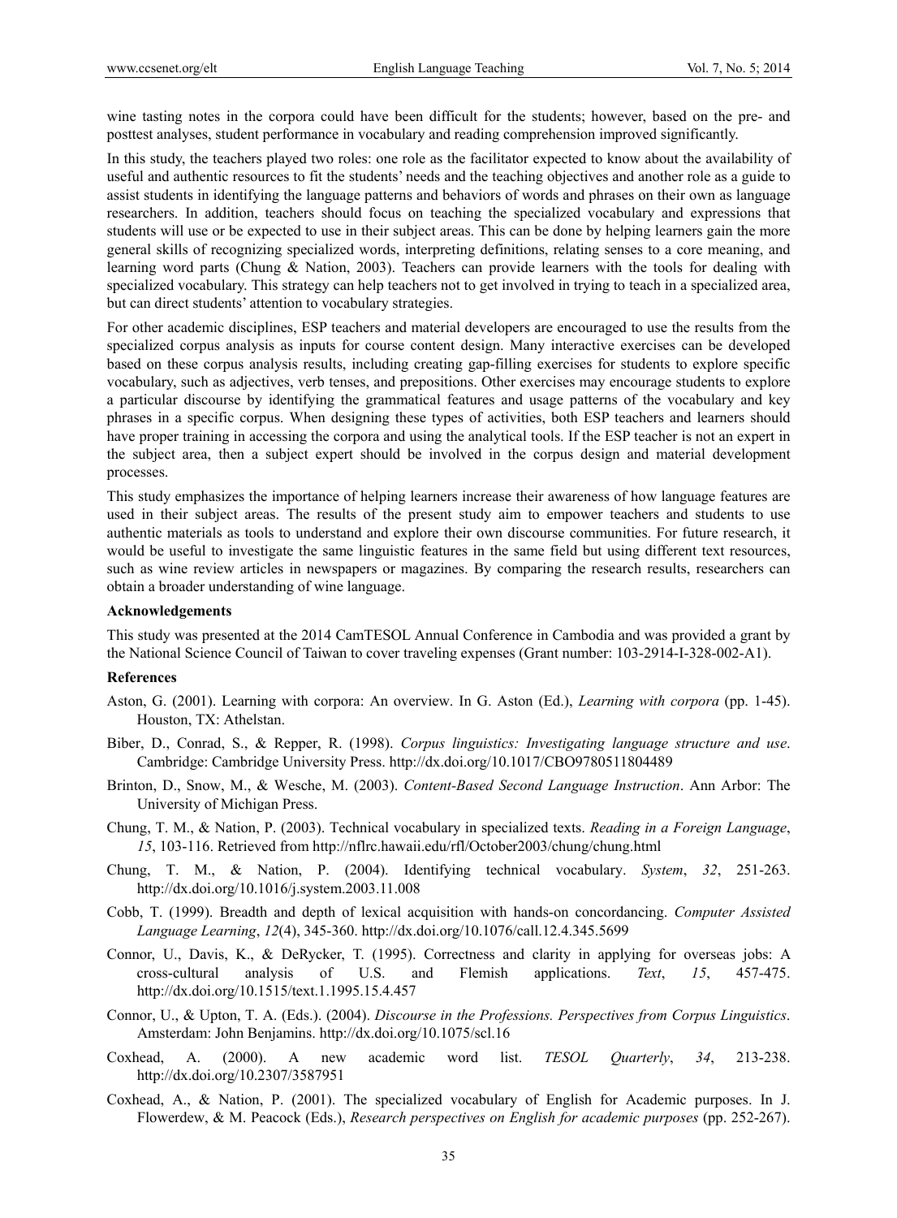wine tasting notes in the corpora could have been difficult for the students; however, based on the pre- and posttest analyses, student performance in vocabulary and reading comprehension improved significantly.

In this study, the teachers played two roles: one role as the facilitator expected to know about the availability of useful and authentic resources to fit the students' needs and the teaching objectives and another role as a guide to assist students in identifying the language patterns and behaviors of words and phrases on their own as language researchers. In addition, teachers should focus on teaching the specialized vocabulary and expressions that students will use or be expected to use in their subject areas. This can be done by helping learners gain the more general skills of recognizing specialized words, interpreting definitions, relating senses to a core meaning, and learning word parts (Chung & Nation, 2003). Teachers can provide learners with the tools for dealing with specialized vocabulary. This strategy can help teachers not to get involved in trying to teach in a specialized area, but can direct students' attention to vocabulary strategies.

For other academic disciplines, ESP teachers and material developers are encouraged to use the results from the specialized corpus analysis as inputs for course content design. Many interactive exercises can be developed based on these corpus analysis results, including creating gap-filling exercises for students to explore specific vocabulary, such as adjectives, verb tenses, and prepositions. Other exercises may encourage students to explore a particular discourse by identifying the grammatical features and usage patterns of the vocabulary and key phrases in a specific corpus. When designing these types of activities, both ESP teachers and learners should have proper training in accessing the corpora and using the analytical tools. If the ESP teacher is not an expert in the subject area, then a subject expert should be involved in the corpus design and material development processes.

This study emphasizes the importance of helping learners increase their awareness of how language features are used in their subject areas. The results of the present study aim to empower teachers and students to use authentic materials as tools to understand and explore their own discourse communities. For future research, it would be useful to investigate the same linguistic features in the same field but using different text resources, such as wine review articles in newspapers or magazines. By comparing the research results, researchers can obtain a broader understanding of wine language.

**Acknowledgements**

This study was presented at the 2014 CamTESOL Annual Conference in Cambodia and was provided a grant by the National Science Council of Taiwan to cover traveling expenses (Grant number: 103-2914-I-328-002-A1).

**References**

Aston, G. (2001). Learning with corpora: An overview. In G. Aston (Ed.), *Learning with corpora* (pp. 1-45). Houston, TX: Athelstan.

Biber, D., Conrad, S., & Repper, R. (1998). *Corpus linguistics: Investigating language structure and use*. Cambridge: Cambridge University Press. http://dx.doi.org/10.1017/CBO9780511804489

Brinton, D., Snow, M., & Wesche, M. (2003). *Content-Based Second Language Instruction*. Ann Arbor: The University of Michigan Press.

Chung, T. M., & Nation, P. (2003). Technical vocabulary in specialized texts. *Reading in a Foreign Language*, *15*, 103-116. Retrieved from http://nflrc.hawaii.edu/rfl/October2003/chung/chung.html

Chung, T. M., & Nation, P. (2004). Identifying technical vocabulary. *System*, *32*, 251-263. http://dx.doi.org/10.1016/j.system.2003.11.008

Cobb, T. (1999). Breadth and depth of lexical acquisition with hands-on concordancing. *Computer Assisted Language Learning*, *12*(4), 345-360. http://dx.doi.org/10.1076/call.12.4.345.5699

Connor, U., Davis, K., & DeRycker, T. (1995). Correctness and clarity in applying for overseas jobs: A cross-cultural analysis of U.S. and Flemish applications. *Text*, *15*, 457-475. http://dx.doi.org/10.1515/text.1.1995.15.4.457

Connor, U., & Upton, T. A. (Eds.). (2004). *Discourse in the Professions. Perspectives from Corpus Linguistics*. Amsterdam: John Benjamins. http://dx.doi.org/10.1075/scl.16

Coxhead, A. (2000). A new academic word list. *TESOL Quarterly*, *34*, 213-238. http://dx.doi.org/10.2307/3587951

Coxhead, A., & Nation, P. (2001). The specialized vocabulary of English for Academic purposes. In J. Flowerdew, & M. Peacock (Eds.), *Research perspectives on English for academic purposes* (pp. 252-267).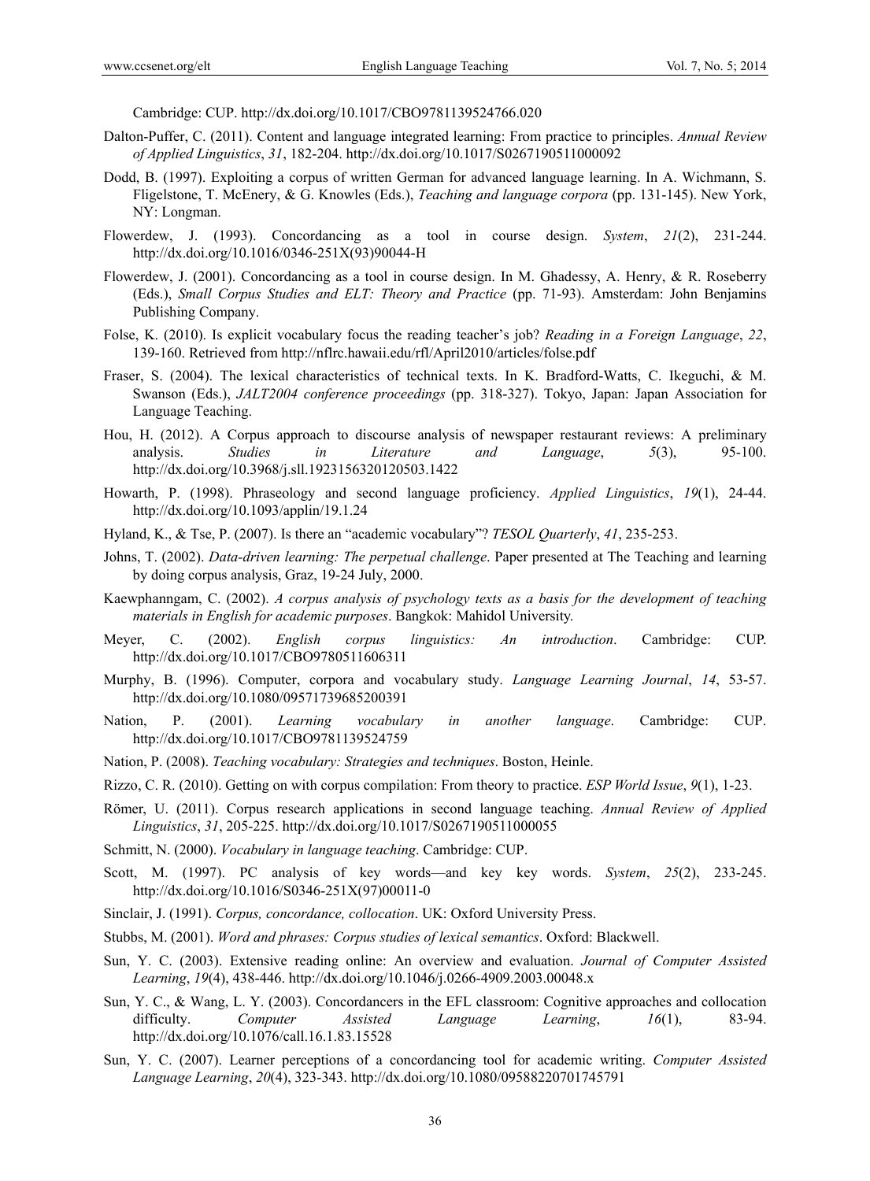Cambridge: CUP. http://dx.doi.org/10.1017/CBO9781139524766.020

Dalton-Puffer, C. (2011). Content and language integrated learning: From practice to principles. *Annual Review of Applied Linguistics*, *31*, 182-204. http://dx.doi.org/10.1017/S0267190511000092

Dodd, B. (1997). Exploiting a corpus of written German for advanced language learning. In A. Wichmann, S. Fligelstone, T. McEnery, & G. Knowles (Eds.), *Teaching and language corpora* (pp. 131-145). New York, NY: Longman.

Flowerdew, J. (1993). Concordancing as a tool in course design. *System*, *21*(2), 231-244. http://dx.doi.org/10.1016/0346-251X(93)90044-H

Flowerdew, J. (2001). Concordancing as a tool in course design. In M. Ghadessy, A. Henry, & R. Roseberry (Eds.), *Small Corpus Studies and ELT: Theory and Practice* (pp. 71-93). Amsterdam: John Benjamins Publishing Company.

Folse, K. (2010). Is explicit vocabulary focus the reading teacher's job? *Reading in a Foreign Language*, *22*, 139-160. Retrieved from http://nflrc.hawaii.edu/rfl/April2010/articles/folse.pdf

Fraser, S. (2004). The lexical characteristics of technical texts. In K. Bradford-Watts, C. Ikeguchi, & M. Swanson (Eds.), *JALT2004 conference proceedings* (pp. 318-327). Tokyo, Japan: Japan Association for Language Teaching.

Hou, H. (2012). A Corpus approach to discourse analysis of newspaper restaurant reviews: A preliminary analysis. *Studies in Literature and Language*, *5*(3), 95-100. http://dx.doi.org/10.3968/j.sll.1923156320120503.1422

Howarth, P. (1998). Phraseology and second language proficiency. *Applied Linguistics*, *19*(1), 24-44. http://dx.doi.org/10.1093/applin/19.1.24

Hyland, K., & Tse, P. (2007). Is there an "academic vocabulary"? *TESOL Quarterly*, *41*, 235-253.

Johns, T. (2002). *Data-driven learning: The perpetual challenge*. Paper presented at The Teaching and learning by doing corpus analysis, Graz, 19-24 July, 2000.

Kaewphanngam, C. (2002). *A corpus analysis of psychology texts as a basis for the development of teaching materials in English for academic purposes*. Bangkok: Mahidol University.

Meyer, C. (2002). *English corpus linguistics: An introduction*. Cambridge: CUP. http://dx.doi.org/10.1017/CBO9780511606311

Murphy, B. (1996). Computer, corpora and vocabulary study. *Language Learning Journal*, *14*, 53-57. http://dx.doi.org/10.1080/09571739685200391

Nation, P. (2001). *Learning vocabulary in another language*. Cambridge: CUP. http://dx.doi.org/10.1017/CBO9781139524759

Nation, P. (2008). *Teaching vocabulary: Strategies and techniques*. Boston, Heinle.

Rizzo, C. R. (2010). Getting on with corpus compilation: From theory to practice. *ESP World Issue*, *9*(1), 1-23.

Römer, U. (2011). Corpus research applications in second language teaching. *Annual Review of Applied Linguistics*, *31*, 205-225. http://dx.doi.org/10.1017/S0267190511000055

Schmitt, N. (2000). *Vocabulary in language teaching*. Cambridge: CUP.

Scott, M. (1997). PC analysis of key words—and key key words. *System*, *25*(2), 233-245. http://dx.doi.org/10.1016/S0346-251X(97)00011-0

Sinclair, J. (1991). *Corpus, concordance, collocation*. UK: Oxford University Press.

Stubbs, M. (2001). *Word and phrases: Corpus studies of lexical semantics*. Oxford: Blackwell.

Sun, Y. C. (2003). Extensive reading online: An overview and evaluation. *Journal of Computer Assisted Learning*, *19*(4), 438-446. http://dx.doi.org/10.1046/j.0266-4909.2003.00048.x

Sun, Y. C., & Wang, L. Y. (2003). Concordancers in the EFL classroom: Cognitive approaches and collocation difficulty. *Computer Assisted Language Learning*, *16*(1), 83-94. http://dx.doi.org/10.1076/call.16.1.83.15528

Sun, Y. C. (2007). Learner perceptions of a concordancing tool for academic writing. *Computer Assisted Language Learning*, *20*(4), 323-343. http://dx.doi.org/10.1080/09588220701745791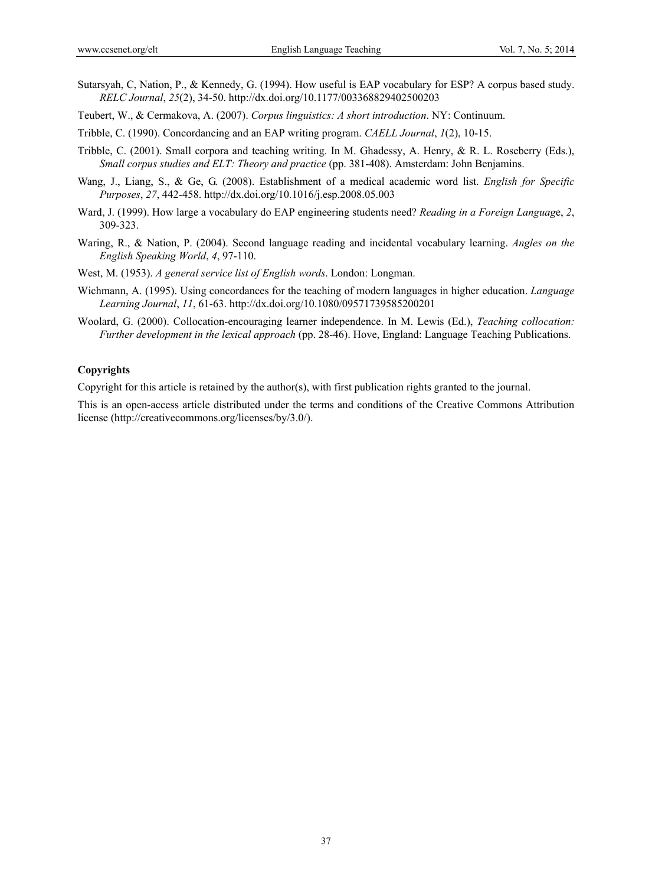Sutarsyah, C, Nation, P., & Kennedy, G. (1994). How useful is EAP vocabulary for ESP? A corpus based study. *RELC Journal*, *25*(2), 34-50. http://dx.doi.org/10.1177/003368829402500203

Teubert, W., & Cermakova, A. (2007). *Corpus linguistics: A short introduction*. NY: Continuum.

Tribble, C. (1990). Concordancing and an EAP writing program. *CAELL Journal*, *1*(2), 10-15.

Tribble, C. (2001). Small corpora and teaching writing. In M. Ghadessy, A. Henry, & R. L. Roseberry (Eds.), *Small corpus studies and ELT: Theory and practice* (pp. 381-408). Amsterdam: John Benjamins.

Wang, J., Liang, S., & Ge, G. (2008). Establishment of a medical academic word list. *English for Specific Purposes*, *27*, 442-458. http://dx.doi.org/10.1016/j.esp.2008.05.003

Ward, J. (1999). How large a vocabulary do EAP engineering students need? *Reading in a Foreign Language*, *2*, 309-323.

Waring, R., & Nation, P. (2004). Second language reading and incidental vocabulary learning. *Angles on the English Speaking World*, *4*, 97-110.

West, M. (1953). *A general service list of English words*. London: Longman.

Wichmann, A. (1995). Using concordances for the teaching of modern languages in higher education. *Language Learning Journal*, *11*, 61-63. http://dx.doi.org/10.1080/09571739585200201

Woolard, G. (2000). Collocation-encouraging learner independence. In M. Lewis (Ed.), *Teaching collocation: Further development in the lexical approach* (pp. 28-46). Hove, England: Language Teaching Publications.

**Copyrights**

Copyright for this article is retained by the author(s), with first publication rights granted to the journal.

This is an open-access article distributed under the terms and conditions of the Creative Commons Attribution license (http://creativecommons.org/licenses/by/3.0/).